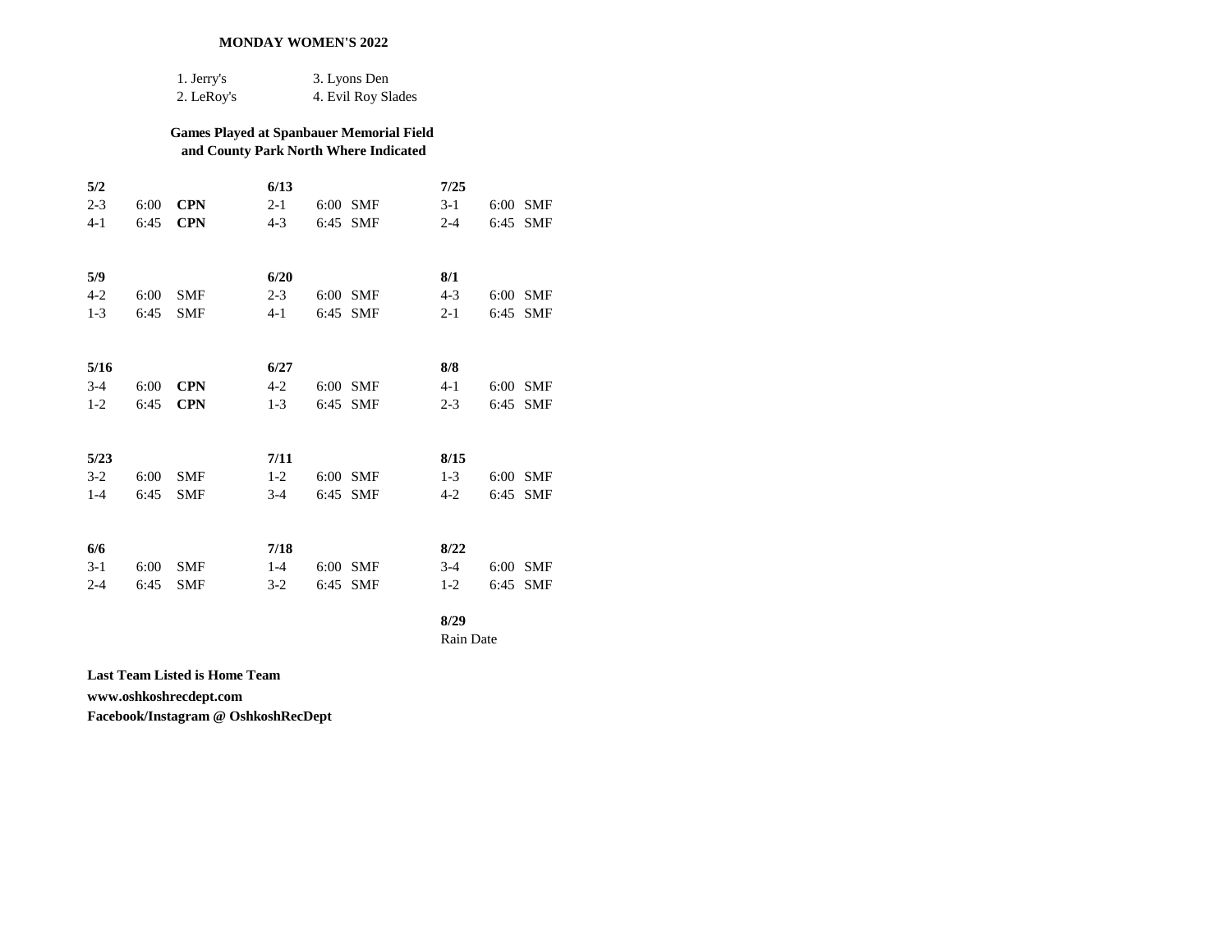**MONDAY WOMEN'S 2022**

1. Jerry's
2. LeRoy's
3. Lyons Den
4. Evil Roy Slades

**Games Played at Spanbauer Memorial Field and County Park North Where Indicated**

| | | | | | | | | |
|---|---|---|---|---|---|---|---|---|
| **5/2** | | | **6/13** | | | **7/25** | | |
| 2-3 | 6:00 | **CPN** | 2-1 | 6:00 | SMF | 3-1 | 6:00 | SMF |
| 4-1 | 6:45 | **CPN** | 4-3 | 6:45 | SMF | 2-4 | 6:45 | SMF |
| **5/9** | | | **6/20** | | | **8/1** | | |
| 4-2 | 6:00 | SMF | 2-3 | 6:00 | SMF | 4-3 | 6:00 | SMF |
| 1-3 | 6:45 | SMF | 4-1 | 6:45 | SMF | 2-1 | 6:45 | SMF |
| **5/16** | | | **6/27** | | | **8/8** | | |
| 3-4 | 6:00 | **CPN** | 4-2 | 6:00 | SMF | 4-1 | 6:00 | SMF |
| 1-2 | 6:45 | **CPN** | 1-3 | 6:45 | SMF | 2-3 | 6:45 | SMF |
| **5/23** | | | **7/11** | | | **8/15** | | |
| 3-2 | 6:00 | SMF | 1-2 | 6:00 | SMF | 1-3 | 6:00 | SMF |
| 1-4 | 6:45 | SMF | 3-4 | 6:45 | SMF | 4-2 | 6:45 | SMF |
| **6/6** | | | **7/18** | | | **8/22** | | |
| 3-1 | 6:00 | SMF | 1-4 | 6:00 | SMF | 3-4 | 6:00 | SMF |
| 2-4 | 6:45 | SMF | 3-2 | 6:45 | SMF | 1-2 | 6:45 | SMF |
| | | | | | | **8/29** | | |
| | | | | | | Rain Date | | |

**Last Team Listed is Home Team**

**www.oshkoshrecdept.com**

**Facebook/Instagram @ OshkoshRecDept**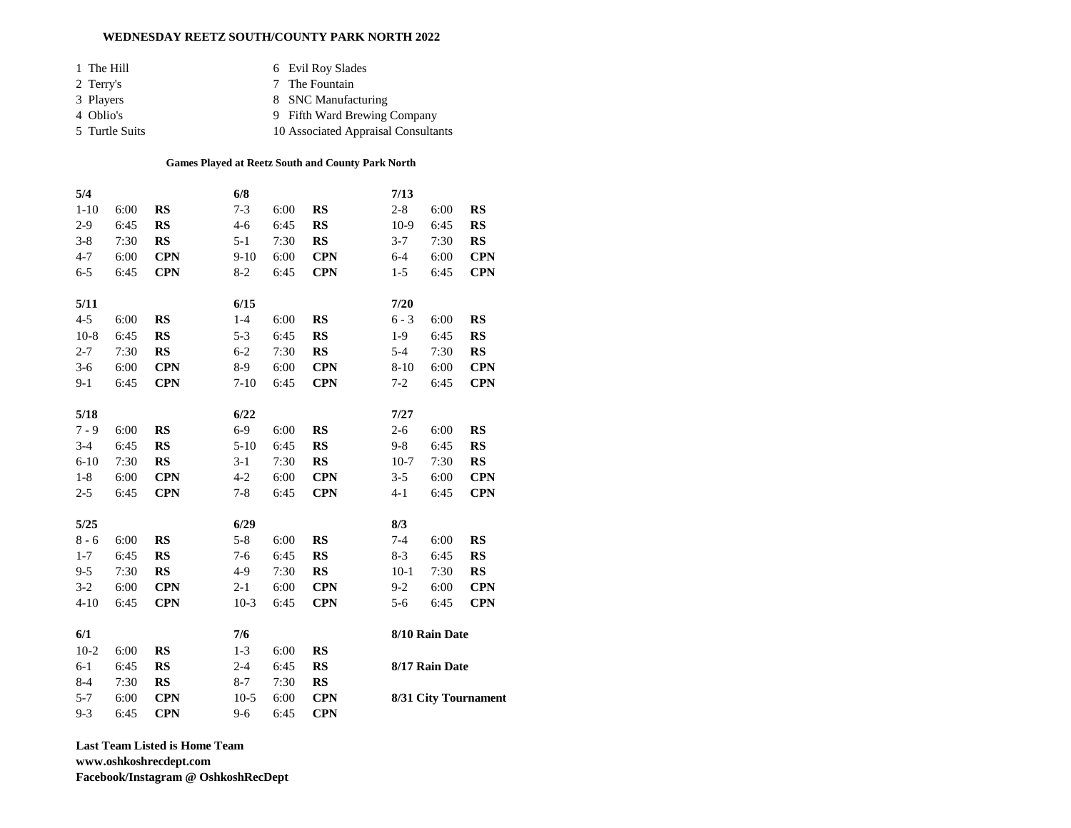**WEDNESDAY REETZ SOUTH/COUNTY PARK NORTH 2022**

1 The Hill
2 Terry's
3 Players
4 Oblio's
5 Turtle Suits
6 Evil Roy Slades
7 The Fountain
8 SNC Manufacturing
9 Fifth Ward Brewing Company
10 Associated Appraisal Consultants

**Games Played at Reetz South and County Park North**

| | | | | | | | | |
|---|---|---|---|---|---|---|---|---|
| **5/4** | | | **6/8** | | | **7/13** | | |
| 1-10 | 6:00 | **RS** | 7-3 | 6:00 | **RS** | 2-8 | 6:00 | **RS** |
| 2-9 | 6:45 | **RS** | 4-6 | 6:45 | **RS** | 10-9 | 6:45 | **RS** |
| 3-8 | 7:30 | **RS** | 5-1 | 7:30 | **RS** | 3-7 | 7:30 | **RS** |
| 4-7 | 6:00 | **CPN** | 9-10 | 6:00 | **CPN** | 6-4 | 6:00 | **CPN** |
| 6-5 | 6:45 | **CPN** | 8-2 | 6:45 | **CPN** | 1-5 | 6:45 | **CPN** |
| **5/11** | | | **6/15** | | | **7/20** | | |
| 4-5 | 6:00 | **RS** | 1-4 | 6:00 | **RS** | 6 - 3 | 6:00 | **RS** |
| 10-8 | 6:45 | **RS** | 5-3 | 6:45 | **RS** | 1-9 | 6:45 | **RS** |
| 2-7 | 7:30 | **RS** | 6-2 | 7:30 | **RS** | 5-4 | 7:30 | **RS** |
| 3-6 | 6:00 | **CPN** | 8-9 | 6:00 | **CPN** | 8-10 | 6:00 | **CPN** |
| 9-1 | 6:45 | **CPN** | 7-10 | 6:45 | **CPN** | 7-2 | 6:45 | **CPN** |
| **5/18** | | | **6/22** | | | **7/27** | | |
| 7 - 9 | 6:00 | **RS** | 6-9 | 6:00 | **RS** | 2-6 | 6:00 | **RS** |
| 3-4 | 6:45 | **RS** | 5-10 | 6:45 | **RS** | 9-8 | 6:45 | **RS** |
| 6-10 | 7:30 | **RS** | 3-1 | 7:30 | **RS** | 10-7 | 7:30 | **RS** |
| 1-8 | 6:00 | **CPN** | 4-2 | 6:00 | **CPN** | 3-5 | 6:00 | **CPN** |
| 2-5 | 6:45 | **CPN** | 7-8 | 6:45 | **CPN** | 4-1 | 6:45 | **CPN** |
| **5/25** | | | **6/29** | | | **8/3** | | |
| 8 - 6 | 6:00 | **RS** | 5-8 | 6:00 | **RS** | 7-4 | 6:00 | **RS** |
| 1-7 | 6:45 | **RS** | 7-6 | 6:45 | **RS** | 8-3 | 6:45 | **RS** |
| 9-5 | 7:30 | **RS** | 4-9 | 7:30 | **RS** | 10-1 | 7:30 | **RS** |
| 3-2 | 6:00 | **CPN** | 2-1 | 6:00 | **CPN** | 9-2 | 6:00 | **CPN** |
| 4-10 | 6:45 | **CPN** | 10-3 | 6:45 | **CPN** | 5-6 | 6:45 | **CPN** |
| **6/1** | | | **7/6** | | | **8/10 Rain Date** | | |
| 10-2 | 6:00 | **RS** | 1-3 | 6:00 | **RS** | | | |
| 6-1 | 6:45 | **RS** | 2-4 | 6:45 | **RS** | **8/17 Rain Date** | | |
| 8-4 | 7:30 | **RS** | 8-7 | 7:30 | **RS** | | | |
| 5-7 | 6:00 | **CPN** | 10-5 | 6:00 | **CPN** | **8/31 City Tournament** | | |
| 9-3 | 6:45 | **CPN** | 9-6 | 6:45 | **CPN** | | | |

**Last Team Listed is Home Team**
**www.oshkoshrecdept.com**
**Facebook/Instagram @ OshkoshRecDept**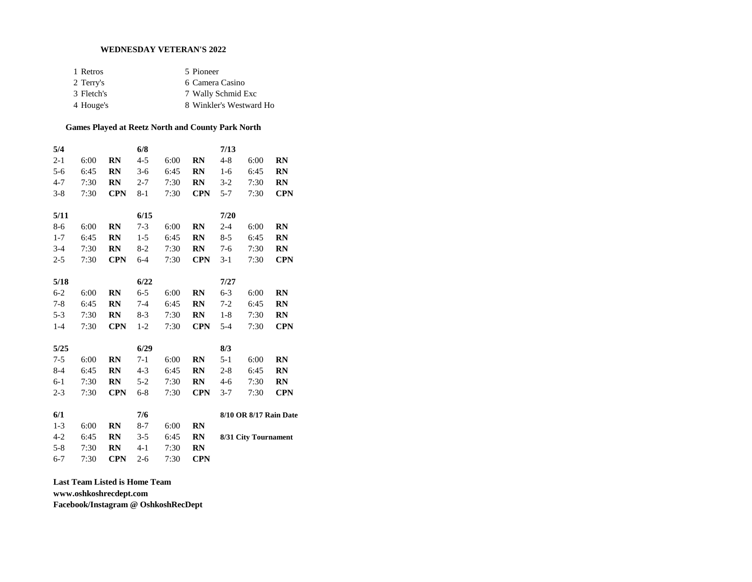**WEDNESDAY VETERAN'S 2022**

| | |
|---|---|
| 1 Retros | 5 Pioneer |
| 2 Terry's | 6 Camera Casino |
| 3 Fletch's | 7 Wally Schmid Exc |
| 4 Houge's | 8 Winkler's Westward Ho |

**Games Played at Reetz North and County Park North**

| | | | | | | | | |
|---|---|---|---|---|---|---|---|---|
| **5/4** | | | **6/8** | | | **7/13** | | |
| 2-1 | 6:00 | **RN** | 4-5 | 6:00 | **RN** | 4-8 | 6:00 | **RN** |
| 5-6 | 6:45 | **RN** | 3-6 | 6:45 | **RN** | 1-6 | 6:45 | **RN** |
| 4-7 | 7:30 | **RN** | 2-7 | 7:30 | **RN** | 3-2 | 7:30 | **RN** |
| 3-8 | 7:30 | **CPN** | 8-1 | 7:30 | **CPN** | 5-7 | 7:30 | **CPN** |
| **5/11** | | | **6/15** | | | **7/20** | | |
| 8-6 | 6:00 | **RN** | 7-3 | 6:00 | **RN** | 2-4 | 6:00 | **RN** |
| 1-7 | 6:45 | **RN** | 1-5 | 6:45 | **RN** | 8-5 | 6:45 | **RN** |
| 3-4 | 7:30 | **RN** | 8-2 | 7:30 | **RN** | 7-6 | 7:30 | **RN** |
| 2-5 | 7:30 | **CPN** | 6-4 | 7:30 | **CPN** | 3-1 | 7:30 | **CPN** |
| **5/18** | | | **6/22** | | | **7/27** | | |
| 6-2 | 6:00 | **RN** | 6-5 | 6:00 | **RN** | 6-3 | 6:00 | **RN** |
| 7-8 | 6:45 | **RN** | 7-4 | 6:45 | **RN** | 7-2 | 6:45 | **RN** |
| 5-3 | 7:30 | **RN** | 8-3 | 7:30 | **RN** | 1-8 | 7:30 | **RN** |
| 1-4 | 7:30 | **CPN** | 1-2 | 7:30 | **CPN** | 5-4 | 7:30 | **CPN** |
| **5/25** | | | **6/29** | | | **8/3** | | |
| 7-5 | 6:00 | **RN** | 7-1 | 6:00 | **RN** | 5-1 | 6:00 | **RN** |
| 8-4 | 6:45 | **RN** | 4-3 | 6:45 | **RN** | 2-8 | 6:45 | **RN** |
| 6-1 | 7:30 | **RN** | 5-2 | 7:30 | **RN** | 4-6 | 7:30 | **RN** |
| 2-3 | 7:30 | **CPN** | 6-8 | 7:30 | **CPN** | 3-7 | 7:30 | **CPN** |
| **6/1** | | | **7/6** | | | **8/10 OR 8/17 Rain Date** | | |
| 1-3 | 6:00 | **RN** | 8-7 | 6:00 | **RN** | | | |
| 4-2 | 6:45 | **RN** | 3-5 | 6:45 | **RN** | **8/31 City Tournament** | | |
| 5-8 | 7:30 | **RN** | 4-1 | 7:30 | **RN** | | | |
| 6-7 | 7:30 | **CPN** | 2-6 | 7:30 | **CPN** | | | |

**Last Team Listed is Home Team**
**www.oshkoshrecdept.com**
**Facebook/Instagram @ OshkoshRecDept**